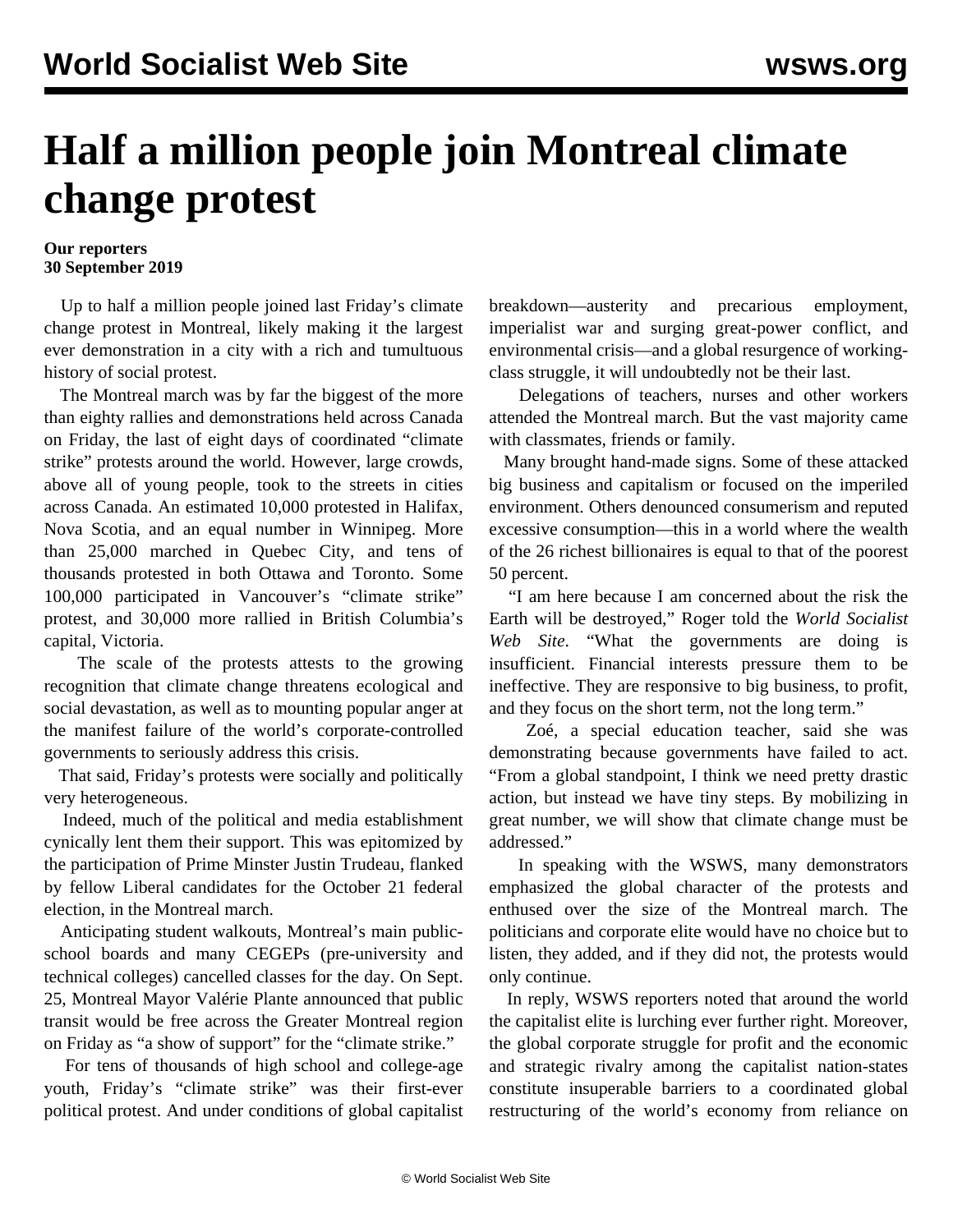# Half a million people join Montreal climate change protest

**Our reporters**
**30 September 2019**

Up to half a million people joined last Friday's climate change protest in Montreal, likely making it the largest ever demonstration in a city with a rich and tumultuous history of social protest.

The Montreal march was by far the biggest of the more than eighty rallies and demonstrations held across Canada on Friday, the last of eight days of coordinated "climate strike" protests around the world. However, large crowds, above all of young people, took to the streets in cities across Canada. An estimated 10,000 protested in Halifax, Nova Scotia, and an equal number in Winnipeg. More than 25,000 marched in Quebec City, and tens of thousands protested in both Ottawa and Toronto. Some 100,000 participated in Vancouver's "climate strike" protest, and 30,000 more rallied in British Columbia's capital, Victoria.

The scale of the protests attests to the growing recognition that climate change threatens ecological and social devastation, as well as to mounting popular anger at the manifest failure of the world's corporate-controlled governments to seriously address this crisis.

That said, Friday's protests were socially and politically very heterogeneous.

Indeed, much of the political and media establishment cynically lent them their support. This was epitomized by the participation of Prime Minster Justin Trudeau, flanked by fellow Liberal candidates for the October 21 federal election, in the Montreal march.

Anticipating student walkouts, Montreal's main public-school boards and many CEGEPs (pre-university and technical colleges) cancelled classes for the day. On Sept. 25, Montreal Mayor Valérie Plante announced that public transit would be free across the Greater Montreal region on Friday as "a show of support" for the "climate strike."

For tens of thousands of high school and college-age youth, Friday's "climate strike" was their first-ever political protest. And under conditions of global capitalist breakdown—austerity and precarious employment, imperialist war and surging great-power conflict, and environmental crisis—and a global resurgence of working-class struggle, it will undoubtedly not be their last.

Delegations of teachers, nurses and other workers attended the Montreal march. But the vast majority came with classmates, friends or family.

Many brought hand-made signs. Some of these attacked big business and capitalism or focused on the imperiled environment. Others denounced consumerism and reputed excessive consumption—this in a world where the wealth of the 26 richest billionaires is equal to that of the poorest 50 percent.

"I am here because I am concerned about the risk the Earth will be destroyed," Roger told the *World Socialist Web Site*. "What the governments are doing is insufficient. Financial interests pressure them to be ineffective. They are responsive to big business, to profit, and they focus on the short term, not the long term."

Zoé, a special education teacher, said she was demonstrating because governments have failed to act. "From a global standpoint, I think we need pretty drastic action, but instead we have tiny steps. By mobilizing in great number, we will show that climate change must be addressed."

In speaking with the WSWS, many demonstrators emphasized the global character of the protests and enthused over the size of the Montreal march. The politicians and corporate elite would have no choice but to listen, they added, and if they did not, the protests would only continue.

In reply, WSWS reporters noted that around the world the capitalist elite is lurching ever further right. Moreover, the global corporate struggle for profit and the economic and strategic rivalry among the capitalist nation-states constitute insuperable barriers to a coordinated global restructuring of the world's economy from reliance on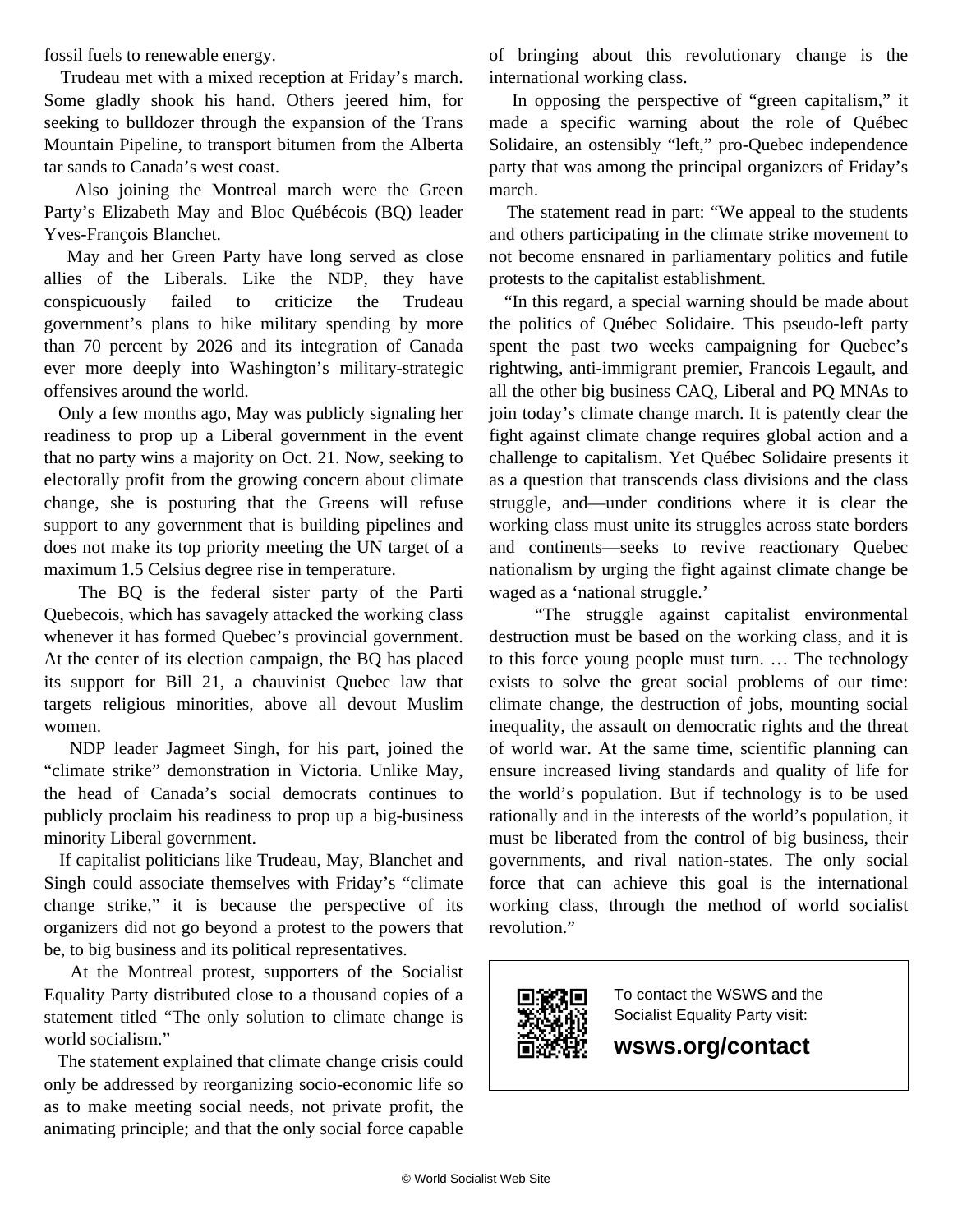fossil fuels to renewable energy.

Trudeau met with a mixed reception at Friday's march. Some gladly shook his hand. Others jeered him, for seeking to bulldozer through the expansion of the Trans Mountain Pipeline, to transport bitumen from the Alberta tar sands to Canada's west coast.

Also joining the Montreal march were the Green Party's Elizabeth May and Bloc Québécois (BQ) leader Yves-François Blanchet.

May and her Green Party have long served as close allies of the Liberals. Like the NDP, they have conspicuously failed to criticize the Trudeau government's plans to hike military spending by more than 70 percent by 2026 and its integration of Canada ever more deeply into Washington's military-strategic offensives around the world.

Only a few months ago, May was publicly signaling her readiness to prop up a Liberal government in the event that no party wins a majority on Oct. 21. Now, seeking to electorally profit from the growing concern about climate change, she is posturing that the Greens will refuse support to any government that is building pipelines and does not make its top priority meeting the UN target of a maximum 1.5 Celsius degree rise in temperature.

The BQ is the federal sister party of the Parti Quebecois, which has savagely attacked the working class whenever it has formed Quebec's provincial government. At the center of its election campaign, the BQ has placed its support for Bill 21, a chauvinist Quebec law that targets religious minorities, above all devout Muslim women.

NDP leader Jagmeet Singh, for his part, joined the "climate strike" demonstration in Victoria. Unlike May, the head of Canada's social democrats continues to publicly proclaim his readiness to prop up a big-business minority Liberal government.

If capitalist politicians like Trudeau, May, Blanchet and Singh could associate themselves with Friday's "climate change strike," it is because the perspective of its organizers did not go beyond a protest to the powers that be, to big business and its political representatives.

At the Montreal protest, supporters of the Socialist Equality Party distributed close to a thousand copies of a statement titled "The only solution to climate change is world socialism."

The statement explained that climate change crisis could only be addressed by reorganizing socio-economic life so as to make meeting social needs, not private profit, the animating principle; and that the only social force capable of bringing about this revolutionary change is the international working class.

In opposing the perspective of "green capitalism," it made a specific warning about the role of Québec Solidaire, an ostensibly "left," pro-Quebec independence party that was among the principal organizers of Friday's march.

The statement read in part: "We appeal to the students and others participating in the climate strike movement to not become ensnared in parliamentary politics and futile protests to the capitalist establishment.

"In this regard, a special warning should be made about the politics of Québec Solidaire. This pseudo-left party spent the past two weeks campaigning for Quebec's rightwing, anti-immigrant premier, Francois Legault, and all the other big business CAQ, Liberal and PQ MNAs to join today's climate change march. It is patently clear the fight against climate change requires global action and a challenge to capitalism. Yet Québec Solidaire presents it as a question that transcends class divisions and the class struggle, and—under conditions where it is clear the working class must unite its struggles across state borders and continents—seeks to revive reactionary Quebec nationalism by urging the fight against climate change be waged as a 'national struggle.'

"The struggle against capitalist environmental destruction must be based on the working class, and it is to this force young people must turn. … The technology exists to solve the great social problems of our time: climate change, the destruction of jobs, mounting social inequality, the assault on democratic rights and the threat of world war. At the same time, scientific planning can ensure increased living standards and quality of life for the world's population. But if technology is to be used rationally and in the interests of the world's population, it must be liberated from the control of big business, their governments, and rival nation-states. The only social force that can achieve this goal is the international working class, through the method of world socialist revolution."

To contact the WSWS and the Socialist Equality Party visit:

**wsws.org/contact**